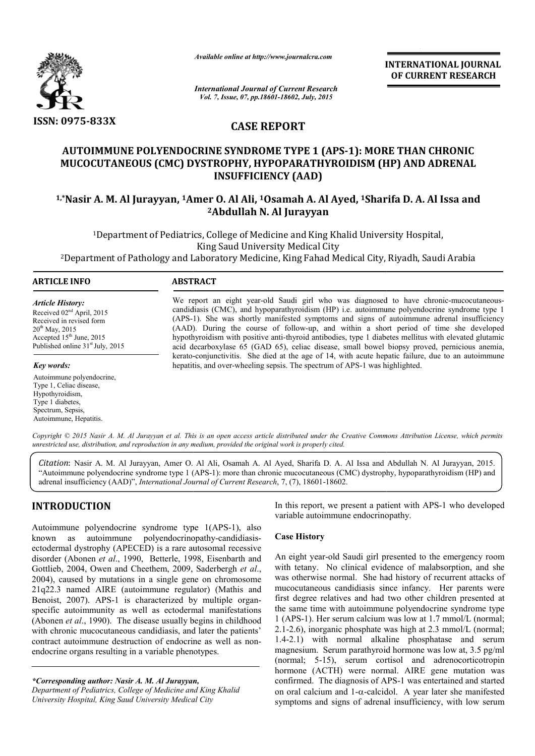# CASE REPORT

## AUTOIMMUNE POLYENDOCRINE SYNDROME TYPE 1 (APS-1): MORE THAN CHRONIC MUCOCUTANEOUS (CMC) DYSTROPHY, HYPOPARATHYROIDISM (HP) AND ADRENAL INSUFFICIENCY (AAD)

**[1,*]Nasir A. M. Al Jurayyan, [1]Amer O. Al Ali, [1]Osamah A. Al Ayed, [1]Sharifa D. A. Al Issa and [2]Abdullah N. Al Jurayyan**

[1]Department of Pediatrics, College of Medicine and King Khalid University Hospital, King Saud University Medical City

[2]Department of Pathology and Laboratory Medicine, King Fahad Medical City, Riyadh, Saudi Arabia

**ARTICLE INFO**

*Article History:*
Received 02nd April, 2015
Received in revised form 20th May, 2015
Accepted 15th June, 2015
Published online 31st July, 2015

*Key words:*
Autoimmune polyendocrine, Type 1, Celiac disease, Hypothyroidism, Type 1 diabetes, Spectrum, Sepsis, Autoimmune, Hepatitis.

**ABSTRACT**

We report an eight year-old Saudi girl who was diagnosed to have chronic-mucocutaneous-candidiasis (CMC), and hypoparathyroidism (HP) i.e. autoimmune polyendocrine syndrome type 1 (APS-1). She was shortly manifested symptoms and signs of autoimmune adrenal insufficiency (AAD). During the course of follow-up, and within a short period of time she developed hypothyroidism with positive anti-thyroid antibodies, type 1 diabetes mellitus with elevated glutamic acid decarboxylase 65 (GAD 65), celiac disease, small bowel biopsy proved, pernicious anemia, kerato-conjunctivitis. She died at the age of 14, with acute hepatic failure, due to an autoimmune hepatitis, and over-wheeling sepsis. The spectrum of APS-1 was highlighted.

*Copyright © 2015 Nasir A. M. Al Jurayyan et al. This is an open access article distributed under the Creative Commons Attribution License, which permits unrestricted use, distribution, and reproduction in any medium, provided the original work is properly cited.*

***Citation***: Nasir A. M. Al Jurayyan, Amer O. Al Ali, Osamah A. Al Ayed, Sharifa D. A. Al Issa and Abdullah N. Al Jurayyan, 2015. "Autoimmune polyendocrine syndrome type 1 (APS-1): more than chronic mucocutaneous (CMC) dystrophy, hypoparathyroidism (HP) and adrenal insufficiency (AAD)", *International Journal of Current Research*, 7, (7), 18601-18602.

## INTRODUCTION

Autoimmune polyendocrine syndrome type 1(APS-1), also known as autoimmune polyendocrinopathy-candidiasis-ectodermal dystrophy (APECED) is a rare autosomal recessive disorder (Abonen *et al*., 1990, Betterle, 1998, Eisenbarth and Gottlieb, 2004, Owen and Cheethem, 2009, Saderbergh *et al*., 2004), caused by mutations in a single gene on chromosome 21q22.3 named AIRE (autoimmune regulator) (Mathis and Benoist, 2007). APS-1 is characterized by multiple organ-specific autoimmunity as well as ectodermal manifestations (Abonen *et al*., 1990). The disease usually begins in childhood with chronic mucocutaneous candidiasis, and later the patients' contract autoimmune destruction of endocrine as well as non-endocrine organs resulting in a variable phenotypes.

In this report, we present a patient with APS-1 who developed variable autoimmune endocrinopathy.

### Case History

An eight year-old Saudi girl presented to the emergency room with tetany. No clinical evidence of malabsorption, and she was otherwise normal. She had history of recurrent attacks of mucocutaneous candidiasis since infancy. Her parents were first degree relatives and had two other children presented at the same time with autoimmune polyendocrine syndrome type 1 (APS-1). Her serum calcium was low at 1.7 mmol/L (normal; 2.1-2.6), inorganic phosphate was high at 2.3 mmol/L (normal; 1.4-2.1) with normal alkaline phosphatase and serum magnesium. Serum parathyroid hormone was low at, 3.5 pg/ml (normal; 5-15), serum cortisol and adrenocorticotropin hormone (ACTH) were normal. AIRE gene mutation was confirmed. The diagnosis of APS-1 was entertained and started on oral calcium and 1-$\alpha$-calcidol. A year later she manifested symptoms and signs of adrenal insufficiency, with low serum

*\*Corresponding author: Nasir A. M. Al Jurayyan,*
*Department of Pediatrics, College of Medicine and King Khalid University Hospital, King Saud University Medical City*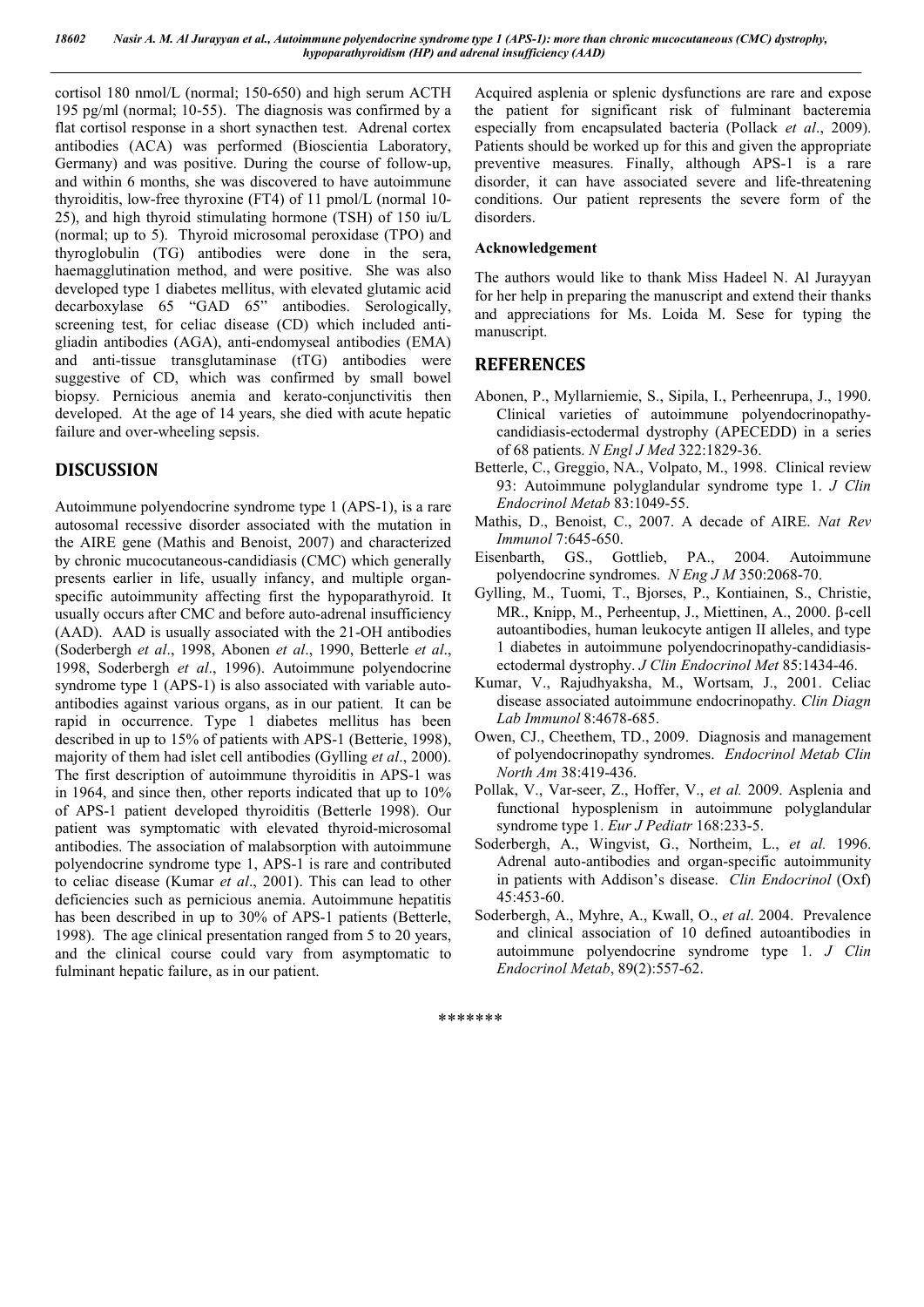cortisol 180 nmol/L (normal; 150-650) and high serum ACTH 195 pg/ml (normal; 10-55). The diagnosis was confirmed by a flat cortisol response in a short synacthen test. Adrenal cortex antibodies (ACA) was performed (Bioscientia Laboratory, Germany) and was positive. During the course of follow-up, and within 6 months, she was discovered to have autoimmune thyroiditis, low-free thyroxine (FT4) of 11 pmol/L (normal 10-25), and high thyroid stimulating hormone (TSH) of 150 iu/L (normal; up to 5). Thyroid microsomal peroxidase (TPO) and thyroglobulin (TG) antibodies were done in the sera, haemagglutination method, and were positive. She was also developed type 1 diabetes mellitus, with elevated glutamic acid decarboxylase 65 "GAD 65" antibodies. Serologically, screening test, for celiac disease (CD) which included anti-gliadin antibodies (AGA), anti-endomyseal antibodies (EMA) and anti-tissue transglutaminase (tTG) antibodies were suggestive of CD, which was confirmed by small bowel biopsy. Pernicious anemia and kerato-conjunctivitis then developed. At the age of 14 years, she died with acute hepatic failure and over-wheeling sepsis.

## DISCUSSION

Autoimmune polyendocrine syndrome type 1 (APS-1), is a rare autosomal recessive disorder associated with the mutation in the AIRE gene (Mathis and Benoist, 2007) and characterized by chronic mucocutaneous-candidiasis (CMC) which generally presents earlier in life, usually infancy, and multiple organ-specific autoimmunity affecting first the hypoparathyroid. It usually occurs after CMC and before auto-adrenal insufficiency (AAD). AAD is usually associated with the 21-OH antibodies (Soderbergh *et al*., 1998, Abonen *et al*., 1990, Betterle *et al*., 1998, Soderbergh *et al*., 1996). Autoimmune polyendocrine syndrome type 1 (APS-1) is also associated with variable auto-antibodies against various organs, as in our patient. It can be rapid in occurrence. Type 1 diabetes mellitus has been described in up to 15% of patients with APS-1 (Betterie, 1998), majority of them had islet cell antibodies (Gylling *et al*., 2000). The first description of autoimmune thyroiditis in APS-1 was in 1964, and since then, other reports indicated that up to 10% of APS-1 patient developed thyroiditis (Betterle 1998). Our patient was symptomatic with elevated thyroid-microsomal antibodies. The association of malabsorption with autoimmune polyendocrine syndrome type 1, APS-1 is rare and contributed to celiac disease (Kumar *et al*., 2001). This can lead to other deficiencies such as pernicious anemia. Autoimmune hepatitis has been described in up to 30% of APS-1 patients (Betterle, 1998). The age clinical presentation ranged from 5 to 20 years, and the clinical course could vary from asymptomatic to fulminant hepatic failure, as in our patient.

Acquired asplenia or splenic dysfunctions are rare and expose the patient for significant risk of fulminant bacteremia especially from encapsulated bacteria (Pollack *et al*., 2009). Patients should be worked up for this and given the appropriate preventive measures. Finally, although APS-1 is a rare disorder, it can have associated severe and life-threatening conditions. Our patient represents the severe form of the disorders.

### Acknowledgement

The authors would like to thank Miss Hadeel N. Al Jurayyan for her help in preparing the manuscript and extend their thanks and appreciations for Ms. Loida M. Sese for typing the manuscript.

## REFERENCES

Abonen, P., Myllarniemie, S., Sipila, I., Perheenrupa, J., 1990. Clinical varieties of autoimmune polyendocrinopathy-candidiasis-ectodermal dystrophy (APECEDD) in a series of 68 patients. *N Engl J Med* 322:1829-36.

Betterle, C., Greggio, NA., Volpato, M., 1998. Clinical review 93: Autoimmune polyglandular syndrome type 1. *J Clin Endocrinol Metab* 83:1049-55.

Mathis, D., Benoist, C., 2007. A decade of AIRE. *Nat Rev Immunol* 7:645-650.

Eisenbarth, GS., Gottlieb, PA., 2004. Autoimmune polyendocrine syndromes. *N Eng J M* 350:2068-70.

Gylling, M., Tuomi, T., Bjorses, P., Kontiainen, S., Christie, MR., Knipp, M., Perheentup, J., Miettinen, A., 2000. β-cell autoantibodies, human leukocyte antigen II alleles, and type 1 diabetes in autoimmune polyendocrinopathy-candidiasis-ectodermal dystrophy. *J Clin Endocrinol Met* 85:1434-46.

Kumar, V., Rajudhyaksha, M., Wortsam, J., 2001. Celiac disease associated autoimmune endocrinopathy. *Clin Diagn Lab Immunol* 8:4678-685.

Owen, CJ., Cheethem, TD., 2009. Diagnosis and management of polyendocrinopathy syndromes. *Endocrinol Metab Clin North Am* 38:419-436.

Pollak, V., Var-seer, Z., Hoffer, V., *et al.* 2009. Asplenia and functional hyposplenism in autoimmune polyglandular syndrome type 1. *Eur J Pediatr* 168:233-5.

Soderbergh, A., Wingvist, G., Northeim, L., *et al.* 1996. Adrenal auto-antibodies and organ-specific autoimmunity in patients with Addison's disease. *Clin Endocrinol* (Oxf) 45:453-60.

Soderbergh, A., Myhre, A., Kwall, O., *et al*. 2004. Prevalence and clinical association of 10 defined autoantibodies in autoimmune polyendocrine syndrome type 1. *J Clin Endocrinol Metab*, 89(2):557-62.

\*\*\*\*\*\*\*